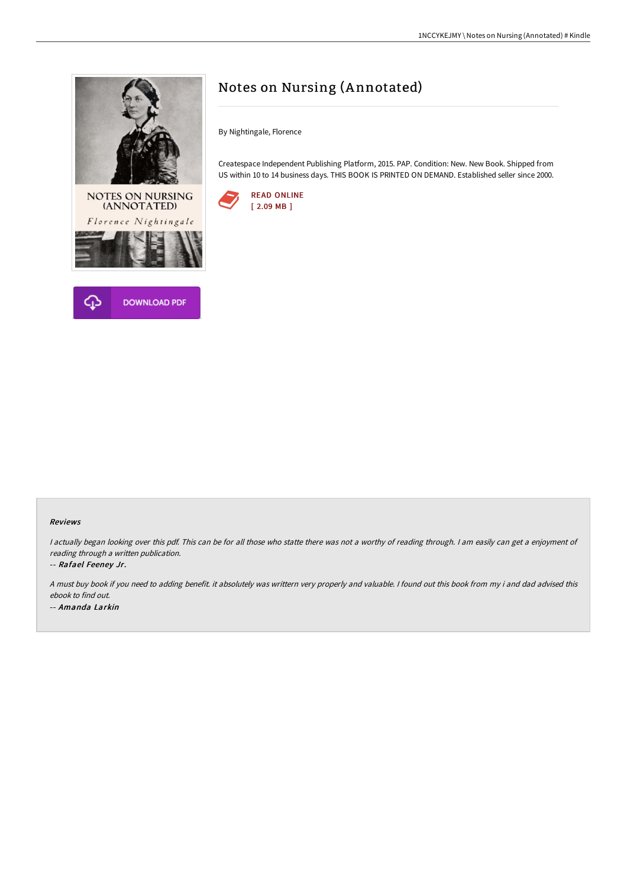# Notes on Nursing (Annotated)

By Nightingale, Florence

Createspace Independent Publishing Platform, 2015. PAP. Condition: New. New Book. Shipped from US within 10 to 14 business days. THIS BOOK IS PRINTED ON DEMAND. Established seller since 2000.

READ ONLINE
[ 2.09 MB ]

DOWNLOAD PDF

### Reviews

*I actually began looking over this pdf. This can be for all those who statte there was not a worthy of reading through. I am easily can get a enjoyment of reading through a written publication.*

*-- Rafael Feeney Jr.*

*A must buy book if you need to adding benefit. it absolutely was writtern very properly and valuable. I found out this book from my i and dad advised this ebook to find out.*

*-- Amanda Larkin*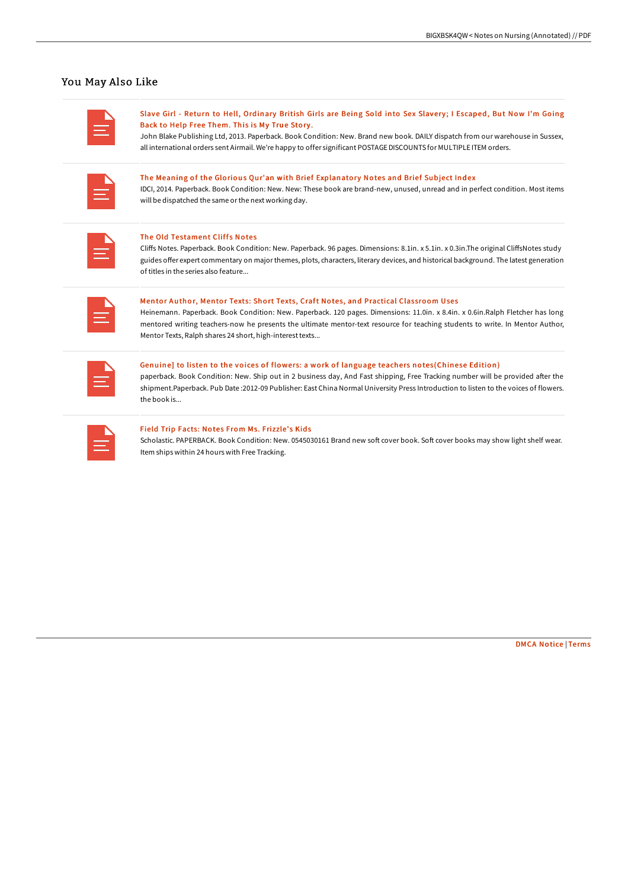## You May Also Like

### Slave Girl - Return to Hell, Ordinary British Girls are Being Sold into Sex Slavery; I Escaped, But Now I'm Going Back to Help Free Them. This is My True Story.

John Blake Publishing Ltd, 2013. Paperback. Book Condition: New. Brand new book. DAILY dispatch from our warehouse in Sussex, all international orders sent Airmail. We're happy to offer significant POSTAGE DISCOUNTS for MULTIPLE ITEM orders.

### The Meaning of the Glorious Qur'an with Brief Explanatory Notes and Brief Subject Index

IDCI, 2014. Paperback. Book Condition: New. New: These book are brand-new, unused, unread and in perfect condition. Most items will be dispatched the same or the next working day.

### The Old Testament Cliffs Notes

Cliffs Notes. Paperback. Book Condition: New. Paperback. 96 pages. Dimensions: 8.1in. x 5.1in. x 0.3in.The original CliffsNotes study guides offer expert commentary on major themes, plots, characters, literary devices, and historical background. The latest generation of titles in the series also feature...

### Mentor Author, Mentor Texts: Short Texts, Craft Notes, and Practical Classroom Uses

Heinemann. Paperback. Book Condition: New. Paperback. 120 pages. Dimensions: 11.0in. x 8.4in. x 0.6in.Ralph Fletcher has long mentored writing teachers-now he presents the ultimate mentor-text resource for teaching students to write. In Mentor Author, Mentor Texts, Ralph shares 24 short, high-interest texts...

### Genuine] to listen to the voices of flowers: a work of language teachers notes(Chinese Edition)

paperback. Book Condition: New. Ship out in 2 business day, And Fast shipping, Free Tracking number will be provided after the shipment.Paperback. Pub Date :2012-09 Publisher: East China Normal University Press Introduction to listen to the voices of flowers. the book is...

### Field Trip Facts: Notes From Ms. Frizzle's Kids

Scholastic. PAPERBACK. Book Condition: New. 0545030161 Brand new soft cover book. Soft cover books may show light shelf wear. Item ships within 24 hours with Free Tracking.

DMCA Notice | Terms